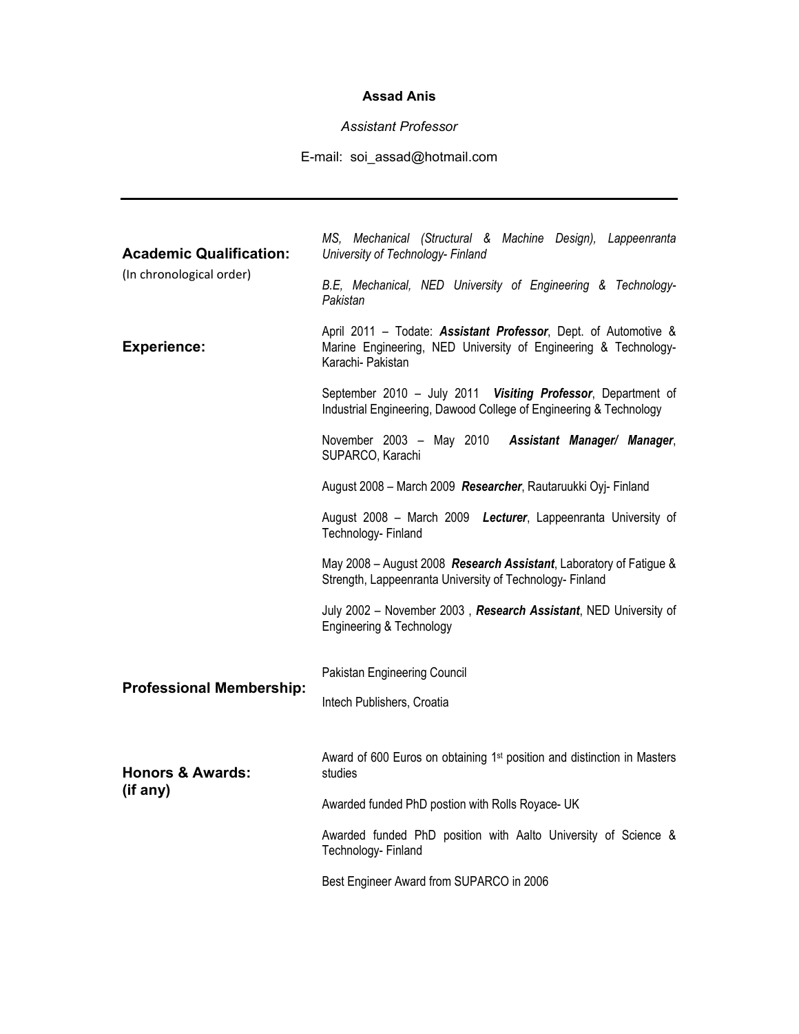# Assad Anis

*Assistant Professor*

E-mail: soi_assad@hotmail.com

---

## Academic Qualification:
(In chronological order)

*MS, Mechanical (Structural & Machine Design), Lappeenranta University of Technology- Finland*

*B.E, Mechanical, NED University of Engineering & Technology- Pakistan*

## Experience:

April 2011 – Todate: ***Assistant Professor***, Dept. of Automotive & Marine Engineering, NED University of Engineering & Technology- Karachi- Pakistan

September 2010 – July 2011 ***Visiting Professor***, Department of Industrial Engineering, Dawood College of Engineering & Technology

November 2003 – May 2010 ***Assistant Manager/ Manager***, SUPARCO, Karachi

August 2008 – March 2009 ***Researcher***, Rautaruukki Oyj- Finland

August 2008 – March 2009 ***Lecturer***, Lappeenranta University of Technology- Finland

May 2008 – August 2008 ***Research Assistant***, Laboratory of Fatigue & Strength, Lappeenranta University of Technology- Finland

July 2002 – November 2003 , ***Research Assistant***, NED University of Engineering & Technology

## Professional Membership:

Pakistan Engineering Council

Intech Publishers, Croatia

## Honors & Awards: (if any)

Award of 600 Euros on obtaining 1st position and distinction in Masters studies

Awarded funded PhD postion with Rolls Royace- UK

Awarded funded PhD position with Aalto University of Science & Technology- Finland

Best Engineer Award from SUPARCO in 2006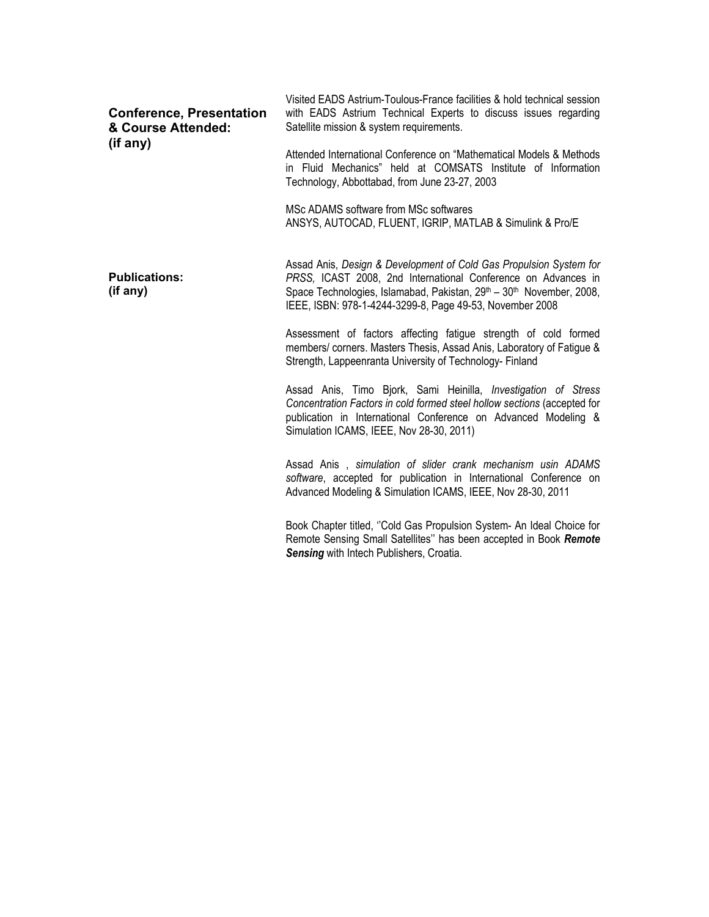**Conference, Presentation & Course Attended: (if any)**

Visited EADS Astrium-Toulous-France facilities & hold technical session with EADS Astrium Technical Experts to discuss issues regarding Satellite mission & system requirements.

Attended International Conference on “Mathematical Models & Methods in Fluid Mechanics” held at COMSATS Institute of Information Technology, Abbottabad, from June 23-27, 2003

MSc ADAMS software from MSc softwares
ANSYS, AUTOCAD, FLUENT, IGRIP, MATLAB & Simulink & Pro/E

**Publications: (if any)**

Assad Anis, *Design & Development of Cold Gas Propulsion System for PRSS,* ICAST 2008, 2nd International Conference on Advances in Space Technologies, Islamabad, Pakistan, 29th – 30th November, 2008, IEEE, ISBN: 978-1-4244-3299-8, Page 49-53, November 2008

Assessment of factors affecting fatigue strength of cold formed members/ corners. Masters Thesis, Assad Anis, Laboratory of Fatigue & Strength, Lappeenranta University of Technology- Finland

Assad Anis, Timo Bjork, Sami Heinilla, *Investigation of Stress Concentration Factors in cold formed steel hollow sections* (accepted for publication in International Conference on Advanced Modeling & Simulation ICAMS, IEEE, Nov 28-30, 2011)

Assad Anis , *simulation of slider crank mechanism usin ADAMS software*, accepted for publication in International Conference on Advanced Modeling & Simulation ICAMS, IEEE, Nov 28-30, 2011

Book Chapter titled, ‘’Cold Gas Propulsion System- An Ideal Choice for Remote Sensing Small Satellites’’ has been accepted in Book ***Remote Sensing*** with Intech Publishers, Croatia.